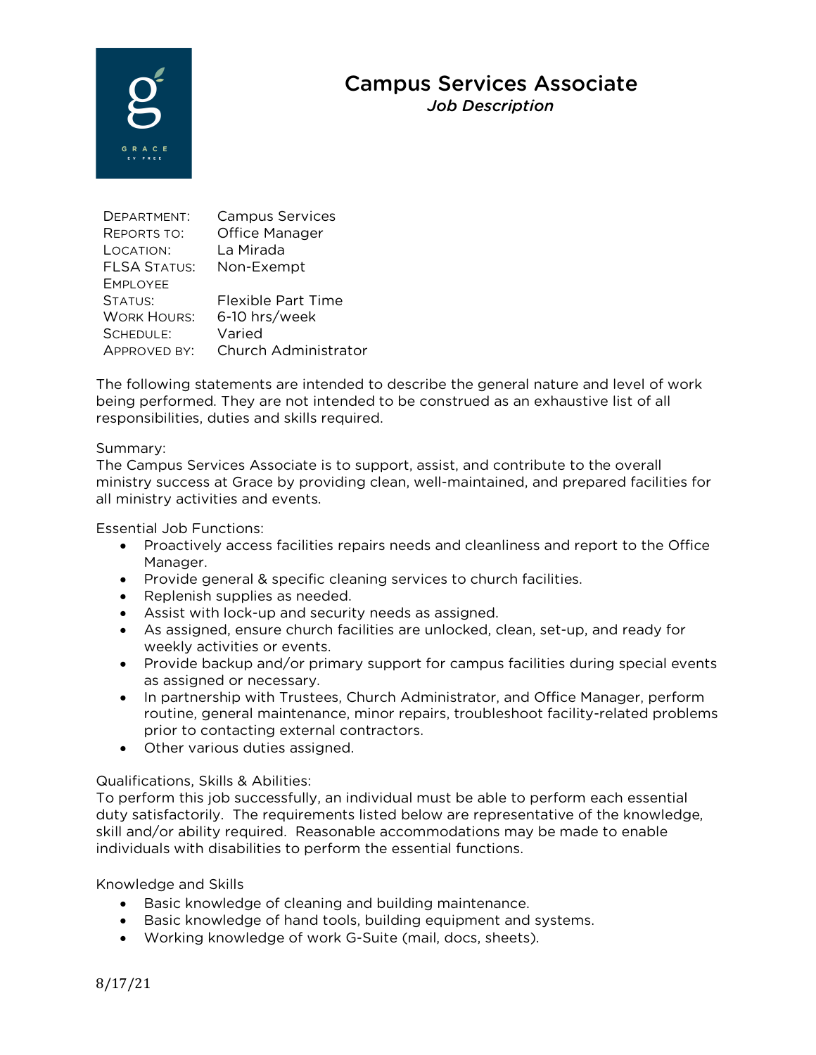# Campus Services Associate

*Job Description*

| | |
|---|---|
| DEPARTMENT: | Campus Services |
| REPORTS TO: | Office Manager |
| LOCATION: | La Mirada |
| FLSA STATUS: | Non-Exempt |
| EMPLOYEE STATUS: | Flexible Part Time |
| WORK HOURS: | 6-10 hrs/week |
| SCHEDULE: | Varied |
| APPROVED BY: | Church Administrator |

The following statements are intended to describe the general nature and level of work being performed. They are not intended to be construed as an exhaustive list of all responsibilities, duties and skills required.

Summary:
The Campus Services Associate is to support, assist, and contribute to the overall ministry success at Grace by providing clean, well-maintained, and prepared facilities for all ministry activities and events.

Essential Job Functions:

- Proactively access facilities repairs needs and cleanliness and report to the Office Manager.
- Provide general & specific cleaning services to church facilities.
- Replenish supplies as needed.
- Assist with lock-up and security needs as assigned.
- As assigned, ensure church facilities are unlocked, clean, set-up, and ready for weekly activities or events.
- Provide backup and/or primary support for campus facilities during special events as assigned or necessary.
- In partnership with Trustees, Church Administrator, and Office Manager, perform routine, general maintenance, minor repairs, troubleshoot facility-related problems prior to contacting external contractors.
- Other various duties assigned.

Qualifications, Skills & Abilities:
To perform this job successfully, an individual must be able to perform each essential duty satisfactorily. The requirements listed below are representative of the knowledge, skill and/or ability required. Reasonable accommodations may be made to enable individuals with disabilities to perform the essential functions.

Knowledge and Skills

- Basic knowledge of cleaning and building maintenance.
- Basic knowledge of hand tools, building equipment and systems.
- Working knowledge of work G-Suite (mail, docs, sheets).

8/17/21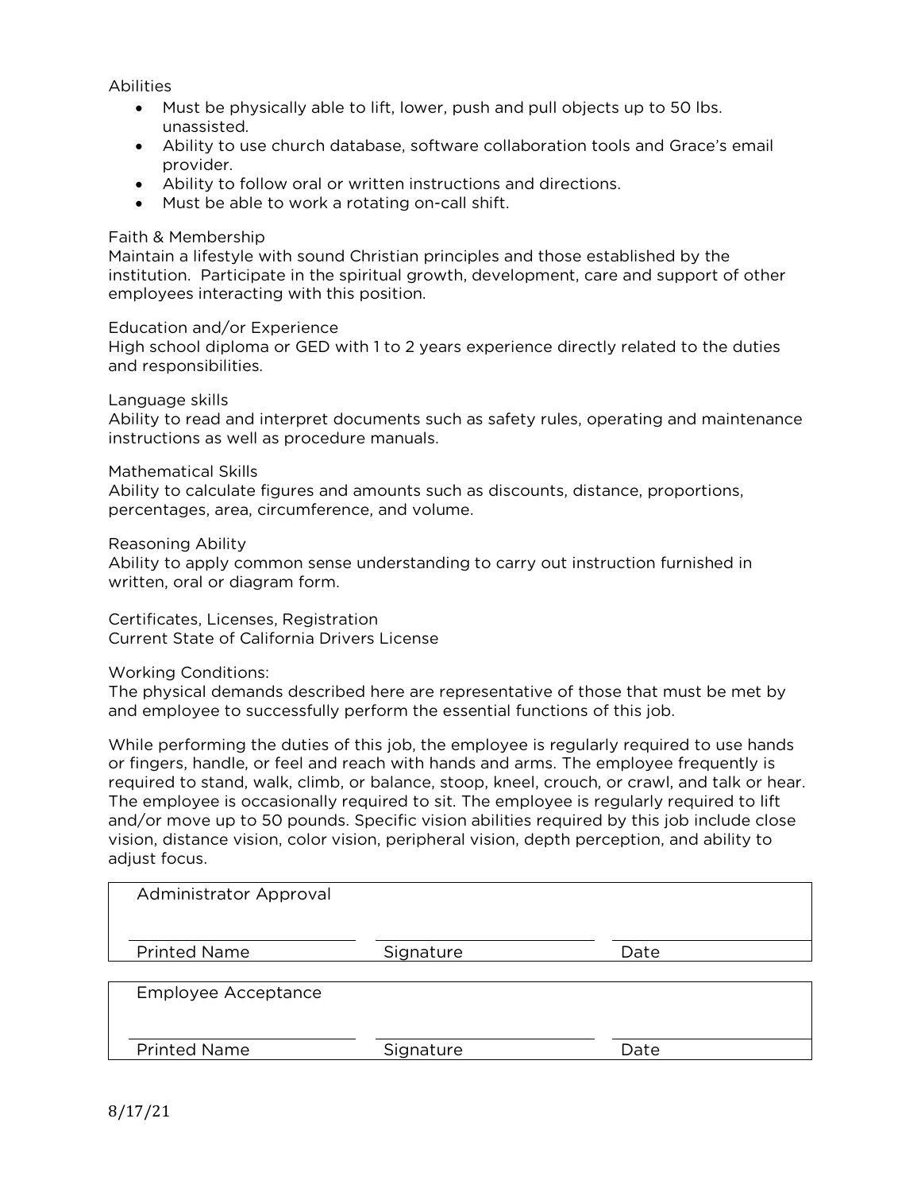Abilities

- Must be physically able to lift, lower, push and pull objects up to 50 lbs. unassisted.
- Ability to use church database, software collaboration tools and Grace's email provider.
- Ability to follow oral or written instructions and directions.
- Must be able to work a rotating on-call shift.

Faith & Membership

Maintain a lifestyle with sound Christian principles and those established by the institution. Participate in the spiritual growth, development, care and support of other employees interacting with this position.

Education and/or Experience

High school diploma or GED with 1 to 2 years experience directly related to the duties and responsibilities.

Language skills

Ability to read and interpret documents such as safety rules, operating and maintenance instructions as well as procedure manuals.

Mathematical Skills

Ability to calculate figures and amounts such as discounts, distance, proportions, percentages, area, circumference, and volume.

Reasoning Ability

Ability to apply common sense understanding to carry out instruction furnished in written, oral or diagram form.

Certificates, Licenses, Registration

Current State of California Drivers License

Working Conditions:

The physical demands described here are representative of those that must be met by and employee to successfully perform the essential functions of this job.

While performing the duties of this job, the employee is regularly required to use hands or fingers, handle, or feel and reach with hands and arms. The employee frequently is required to stand, walk, climb, or balance, stoop, kneel, crouch, or crawl, and talk or hear. The employee is occasionally required to sit. The employee is regularly required to lift and/or move up to 50 pounds. Specific vision abilities required by this job include close vision, distance vision, color vision, peripheral vision, depth perception, and ability to adjust focus.

| Administrator Approval | | |
|---|---|---|
| | | |
| Printed Name | Signature | Date |

| Employee Acceptance | | |
|---|---|---|
| | | |
| Printed Name | Signature | Date |

8/17/21